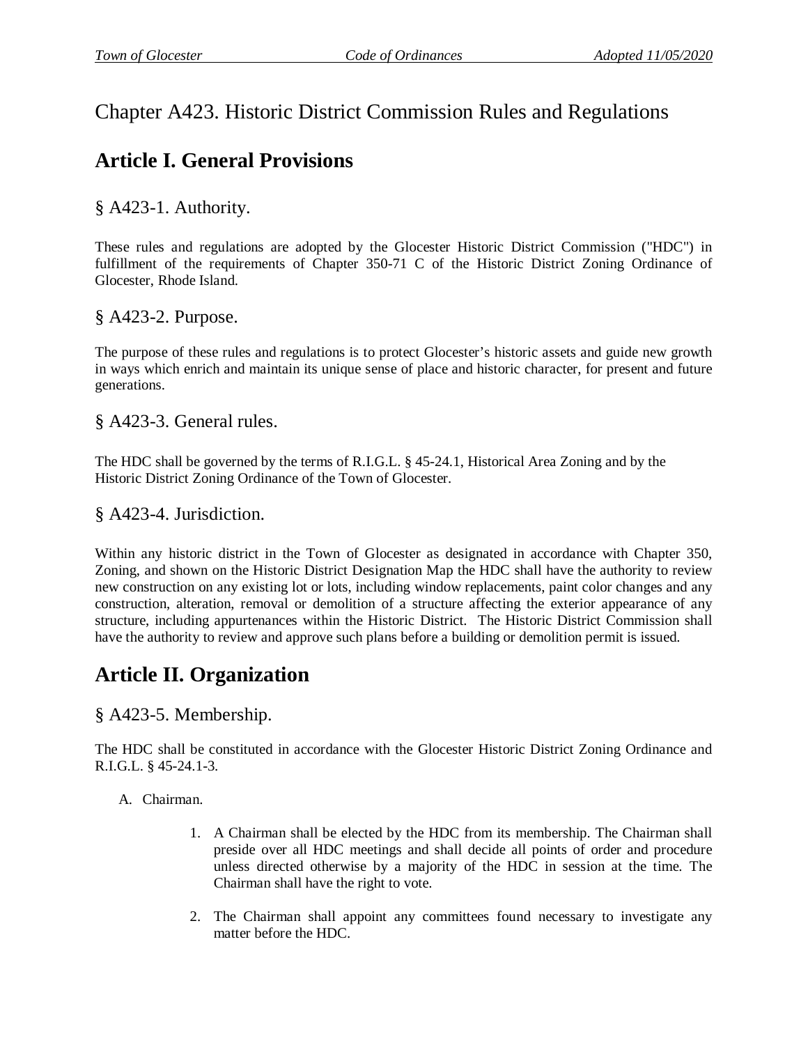# Chapter A423. Historic District Commission Rules and Regulations

## Article I. General Provisions

### § A423-1. Authority.

These rules and regulations are adopted by the Glocester Historic District Commission ("HDC") in fulfillment of the requirements of Chapter 350-71 C of the Historic District Zoning Ordinance of Glocester, Rhode Island.

### § A423-2. Purpose.

The purpose of these rules and regulations is to protect Glocester's historic assets and guide new growth in ways which enrich and maintain its unique sense of place and historic character, for present and future generations.

### § A423-3. General rules.

The HDC shall be governed by the terms of R.I.G.L. § 45-24.1, Historical Area Zoning and by the Historic District Zoning Ordinance of the Town of Glocester.

### § A423-4. Jurisdiction.

Within any historic district in the Town of Glocester as designated in accordance with Chapter 350, Zoning, and shown on the Historic District Designation Map the HDC shall have the authority to review new construction on any existing lot or lots, including window replacements, paint color changes and any construction, alteration, removal or demolition of a structure affecting the exterior appearance of any structure, including appurtenances within the Historic District. The Historic District Commission shall have the authority to review and approve such plans before a building or demolition permit is issued.

## Article II. Organization

### § A423-5. Membership.

The HDC shall be constituted in accordance with the Glocester Historic District Zoning Ordinance and R.I.G.L. § 45-24.1-3.

A. Chairman.

1. A Chairman shall be elected by the HDC from its membership. The Chairman shall preside over all HDC meetings and shall decide all points of order and procedure unless directed otherwise by a majority of the HDC in session at the time. The Chairman shall have the right to vote.
2. The Chairman shall appoint any committees found necessary to investigate any matter before the HDC.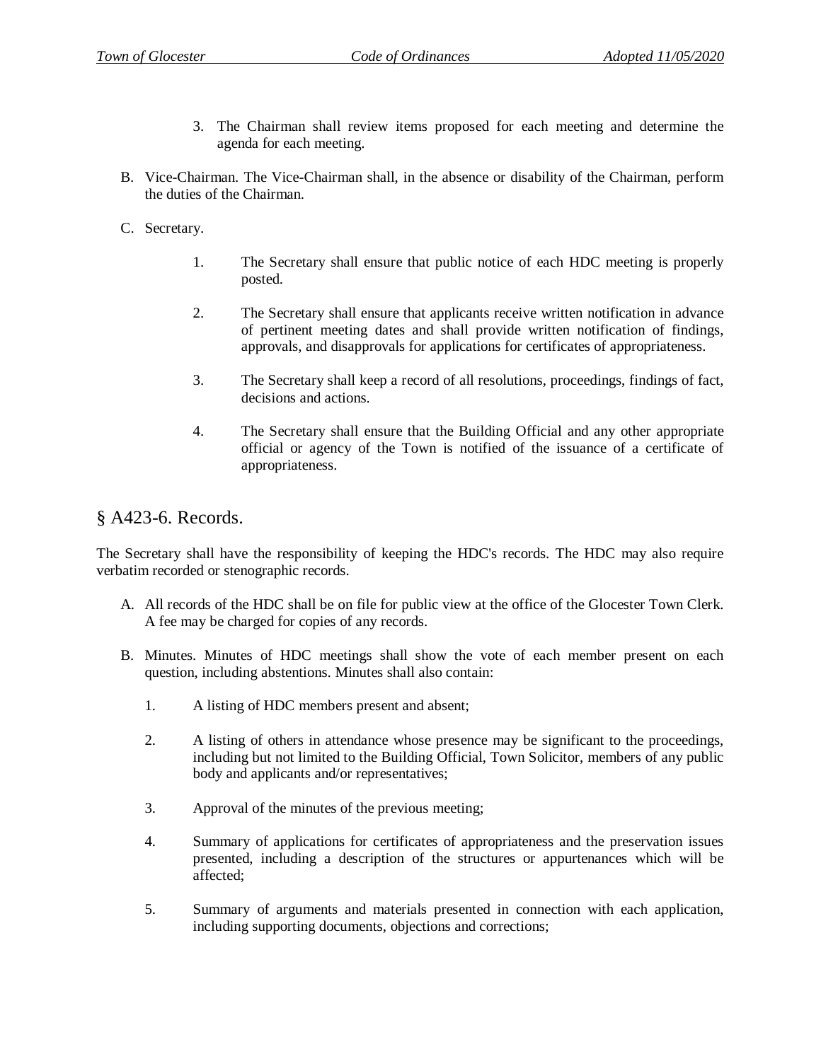3. The Chairman shall review items proposed for each meeting and determine the agenda for each meeting.

B. Vice-Chairman. The Vice-Chairman shall, in the absence or disability of the Chairman, perform the duties of the Chairman.

C. Secretary.

   1. The Secretary shall ensure that public notice of each HDC meeting is properly posted.

   2. The Secretary shall ensure that applicants receive written notification in advance of pertinent meeting dates and shall provide written notification of findings, approvals, and disapprovals for applications for certificates of appropriateness.

   3. The Secretary shall keep a record of all resolutions, proceedings, findings of fact, decisions and actions.

   4. The Secretary shall ensure that the Building Official and any other appropriate official or agency of the Town is notified of the issuance of a certificate of appropriateness.

## § A423-6. Records.

The Secretary shall have the responsibility of keeping the HDC's records. The HDC may also require verbatim recorded or stenographic records.

A. All records of the HDC shall be on file for public view at the office of the Glocester Town Clerk. A fee may be charged for copies of any records.

B. Minutes. Minutes of HDC meetings shall show the vote of each member present on each question, including abstentions. Minutes shall also contain:

   1. A listing of HDC members present and absent;

   2. A listing of others in attendance whose presence may be significant to the proceedings, including but not limited to the Building Official, Town Solicitor, members of any public body and applicants and/or representatives;

   3. Approval of the minutes of the previous meeting;

   4. Summary of applications for certificates of appropriateness and the preservation issues presented, including a description of the structures or appurtenances which will be affected;

   5. Summary of arguments and materials presented in connection with each application, including supporting documents, objections and corrections;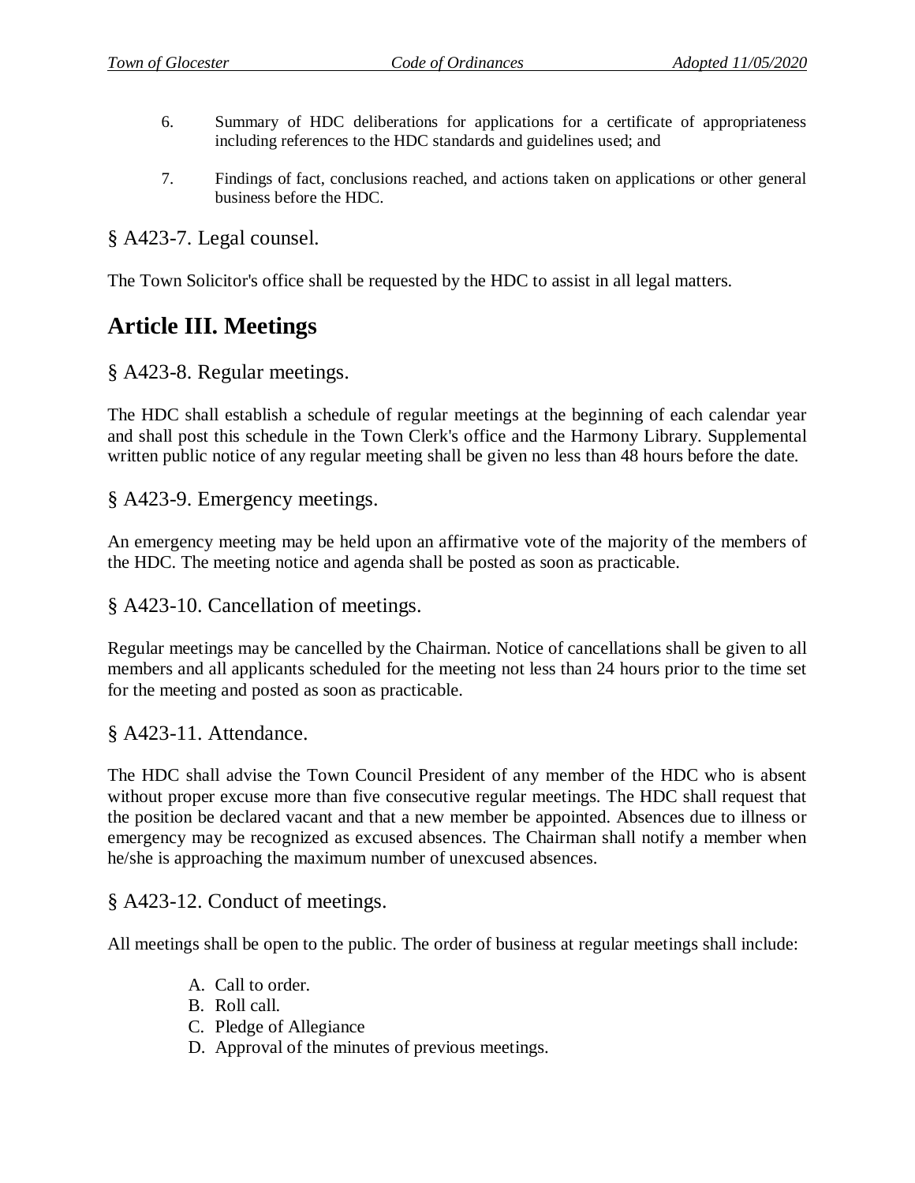6. Summary of HDC deliberations for applications for a certificate of appropriateness including references to the HDC standards and guidelines used; and

7. Findings of fact, conclusions reached, and actions taken on applications or other general business before the HDC.

### § A423-7. Legal counsel.

The Town Solicitor's office shall be requested by the HDC to assist in all legal matters.

## Article III. Meetings

### § A423-8. Regular meetings.

The HDC shall establish a schedule of regular meetings at the beginning of each calendar year and shall post this schedule in the Town Clerk's office and the Harmony Library. Supplemental written public notice of any regular meeting shall be given no less than 48 hours before the date.

### § A423-9. Emergency meetings.

An emergency meeting may be held upon an affirmative vote of the majority of the members of the HDC. The meeting notice and agenda shall be posted as soon as practicable.

### § A423-10. Cancellation of meetings.

Regular meetings may be cancelled by the Chairman. Notice of cancellations shall be given to all members and all applicants scheduled for the meeting not less than 24 hours prior to the time set for the meeting and posted as soon as practicable.

### § A423-11. Attendance.

The HDC shall advise the Town Council President of any member of the HDC who is absent without proper excuse more than five consecutive regular meetings. The HDC shall request that the position be declared vacant and that a new member be appointed. Absences due to illness or emergency may be recognized as excused absences. The Chairman shall notify a member when he/she is approaching the maximum number of unexcused absences.

### § A423-12. Conduct of meetings.

All meetings shall be open to the public. The order of business at regular meetings shall include:

A. Call to order.
B. Roll call.
C. Pledge of Allegiance
D. Approval of the minutes of previous meetings.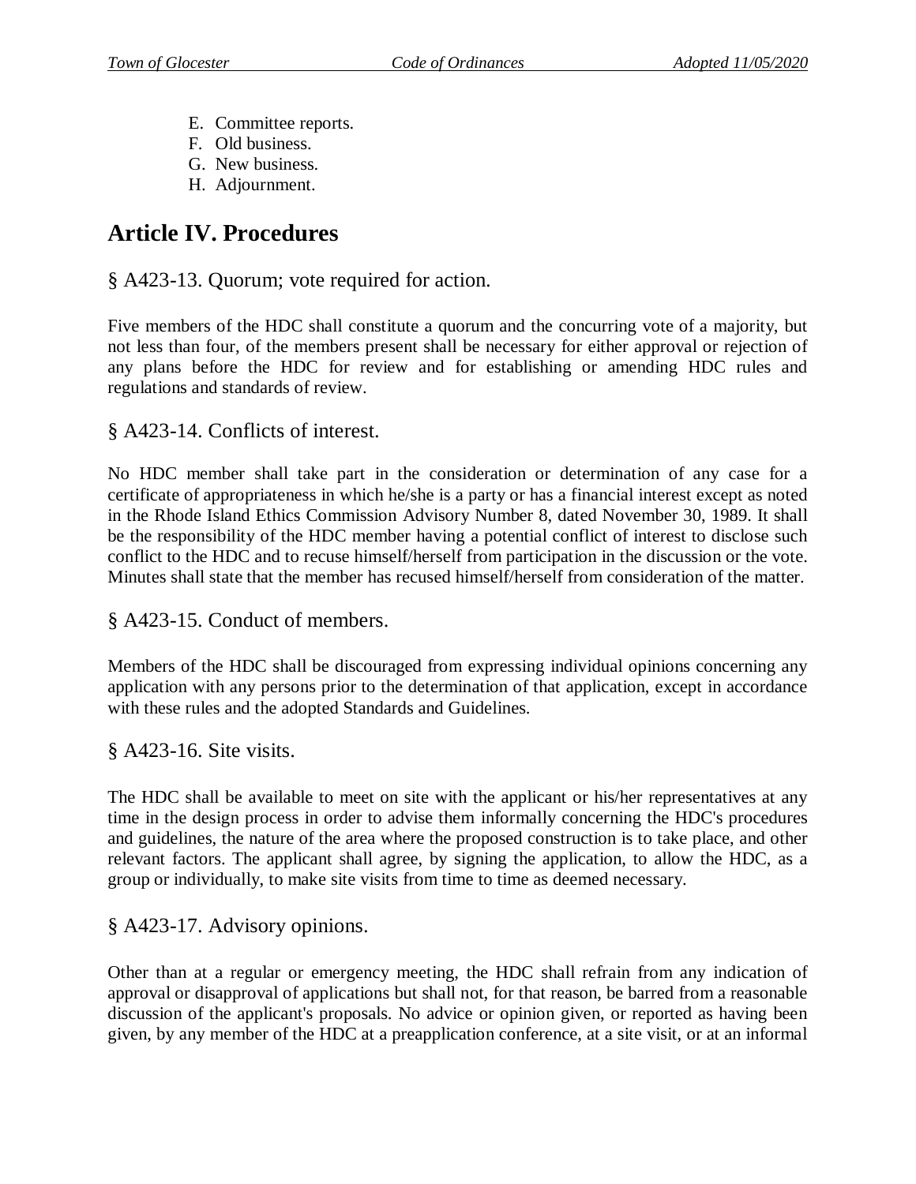E. Committee reports.
F. Old business.
G. New business.
H. Adjournment.

## Article IV. Procedures

### § A423-13. Quorum; vote required for action.

Five members of the HDC shall constitute a quorum and the concurring vote of a majority, but not less than four, of the members present shall be necessary for either approval or rejection of any plans before the HDC for review and for establishing or amending HDC rules and regulations and standards of review.

### § A423-14. Conflicts of interest.

No HDC member shall take part in the consideration or determination of any case for a certificate of appropriateness in which he/she is a party or has a financial interest except as noted in the Rhode Island Ethics Commission Advisory Number 8, dated November 30, 1989. It shall be the responsibility of the HDC member having a potential conflict of interest to disclose such conflict to the HDC and to recuse himself/herself from participation in the discussion or the vote. Minutes shall state that the member has recused himself/herself from consideration of the matter.

### § A423-15. Conduct of members.

Members of the HDC shall be discouraged from expressing individual opinions concerning any application with any persons prior to the determination of that application, except in accordance with these rules and the adopted Standards and Guidelines.

### § A423-16. Site visits.

The HDC shall be available to meet on site with the applicant or his/her representatives at any time in the design process in order to advise them informally concerning the HDC's procedures and guidelines, the nature of the area where the proposed construction is to take place, and other relevant factors. The applicant shall agree, by signing the application, to allow the HDC, as a group or individually, to make site visits from time to time as deemed necessary.

### § A423-17. Advisory opinions.

Other than at a regular or emergency meeting, the HDC shall refrain from any indication of approval or disapproval of applications but shall not, for that reason, be barred from a reasonable discussion of the applicant's proposals. No advice or opinion given, or reported as having been given, by any member of the HDC at a preapplication conference, at a site visit, or at an informal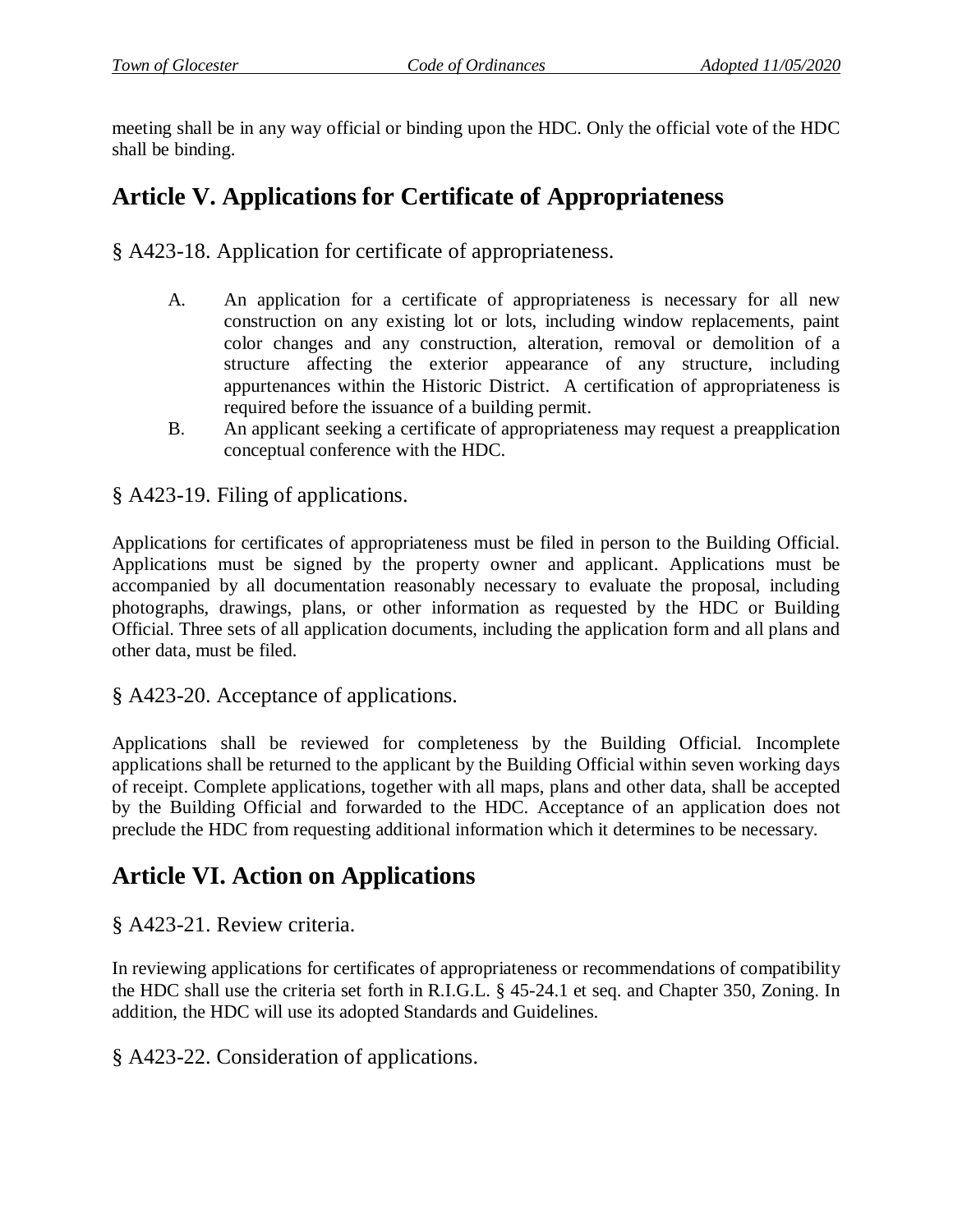meeting shall be in any way official or binding upon the HDC. Only the official vote of the HDC shall be binding.

## Article V. Applications for Certificate of Appropriateness

### § A423-18. Application for certificate of appropriateness.

A. An application for a certificate of appropriateness is necessary for all new construction on any existing lot or lots, including window replacements, paint color changes and any construction, alteration, removal or demolition of a structure affecting the exterior appearance of any structure, including appurtenances within the Historic District. A certification of appropriateness is required before the issuance of a building permit.

B. An applicant seeking a certificate of appropriateness may request a preapplication conceptual conference with the HDC.

### § A423-19. Filing of applications.

Applications for certificates of appropriateness must be filed in person to the Building Official. Applications must be signed by the property owner and applicant. Applications must be accompanied by all documentation reasonably necessary to evaluate the proposal, including photographs, drawings, plans, or other information as requested by the HDC or Building Official. Three sets of all application documents, including the application form and all plans and other data, must be filed.

### § A423-20. Acceptance of applications.

Applications shall be reviewed for completeness by the Building Official. Incomplete applications shall be returned to the applicant by the Building Official within seven working days of receipt. Complete applications, together with all maps, plans and other data, shall be accepted by the Building Official and forwarded to the HDC. Acceptance of an application does not preclude the HDC from requesting additional information which it determines to be necessary.

## Article VI. Action on Applications

### § A423-21. Review criteria.

In reviewing applications for certificates of appropriateness or recommendations of compatibility the HDC shall use the criteria set forth in R.I.G.L. § 45-24.1 et seq. and Chapter 350, Zoning. In addition, the HDC will use its adopted Standards and Guidelines.

### § A423-22. Consideration of applications.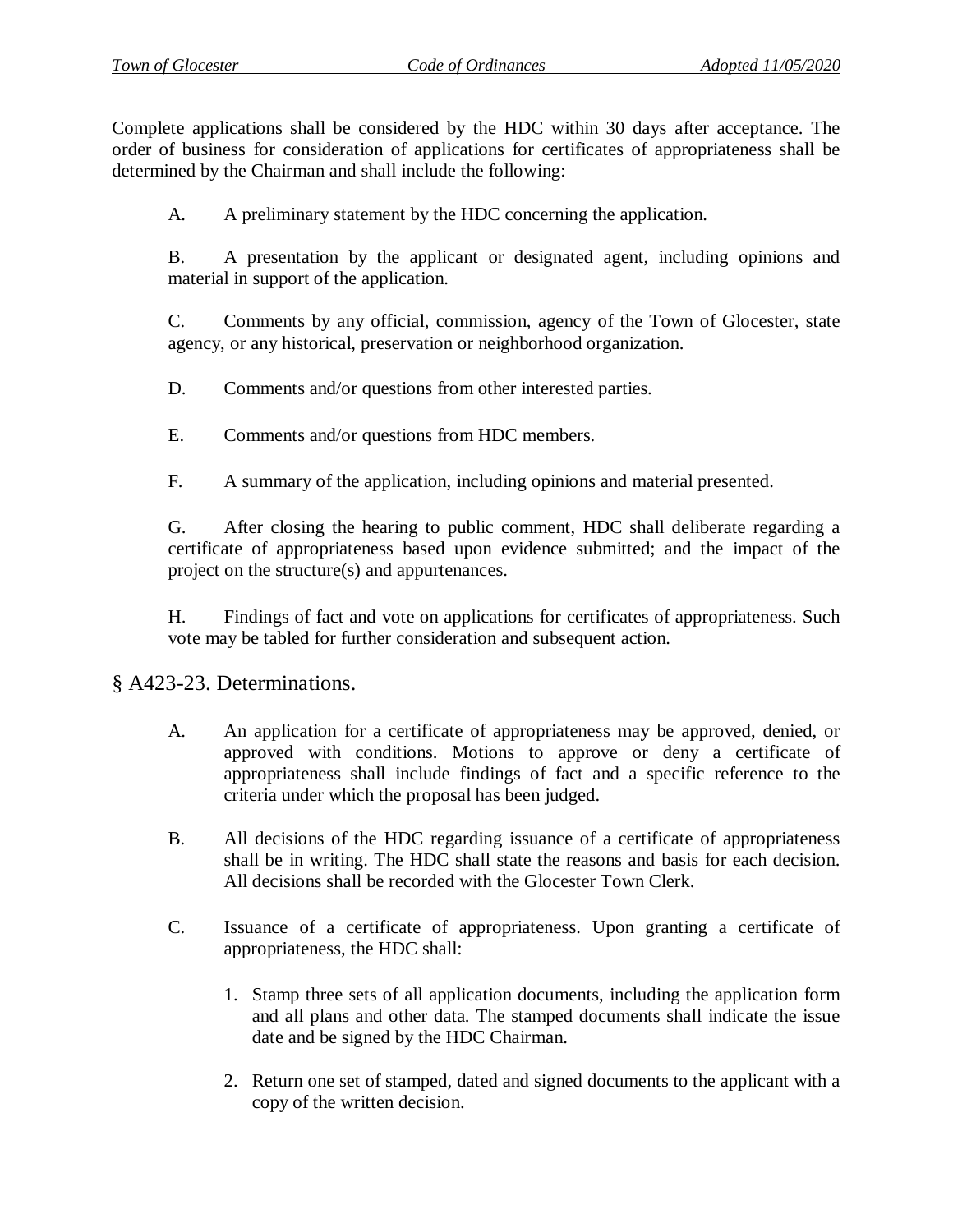Complete applications shall be considered by the HDC within 30 days after acceptance. The order of business for consideration of applications for certificates of appropriateness shall be determined by the Chairman and shall include the following:

A. A preliminary statement by the HDC concerning the application.

B. A presentation by the applicant or designated agent, including opinions and material in support of the application.

C. Comments by any official, commission, agency of the Town of Glocester, state agency, or any historical, preservation or neighborhood organization.

D. Comments and/or questions from other interested parties.

E. Comments and/or questions from HDC members.

F. A summary of the application, including opinions and material presented.

G. After closing the hearing to public comment, HDC shall deliberate regarding a certificate of appropriateness based upon evidence submitted; and the impact of the project on the structure(s) and appurtenances.

H. Findings of fact and vote on applications for certificates of appropriateness. Such vote may be tabled for further consideration and subsequent action.

## § A423-23. Determinations.

A. An application for a certificate of appropriateness may be approved, denied, or approved with conditions. Motions to approve or deny a certificate of appropriateness shall include findings of fact and a specific reference to the criteria under which the proposal has been judged.

B. All decisions of the HDC regarding issuance of a certificate of appropriateness shall be in writing. The HDC shall state the reasons and basis for each decision. All decisions shall be recorded with the Glocester Town Clerk.

C. Issuance of a certificate of appropriateness. Upon granting a certificate of appropriateness, the HDC shall:

1. Stamp three sets of all application documents, including the application form and all plans and other data. The stamped documents shall indicate the issue date and be signed by the HDC Chairman.

2. Return one set of stamped, dated and signed documents to the applicant with a copy of the written decision.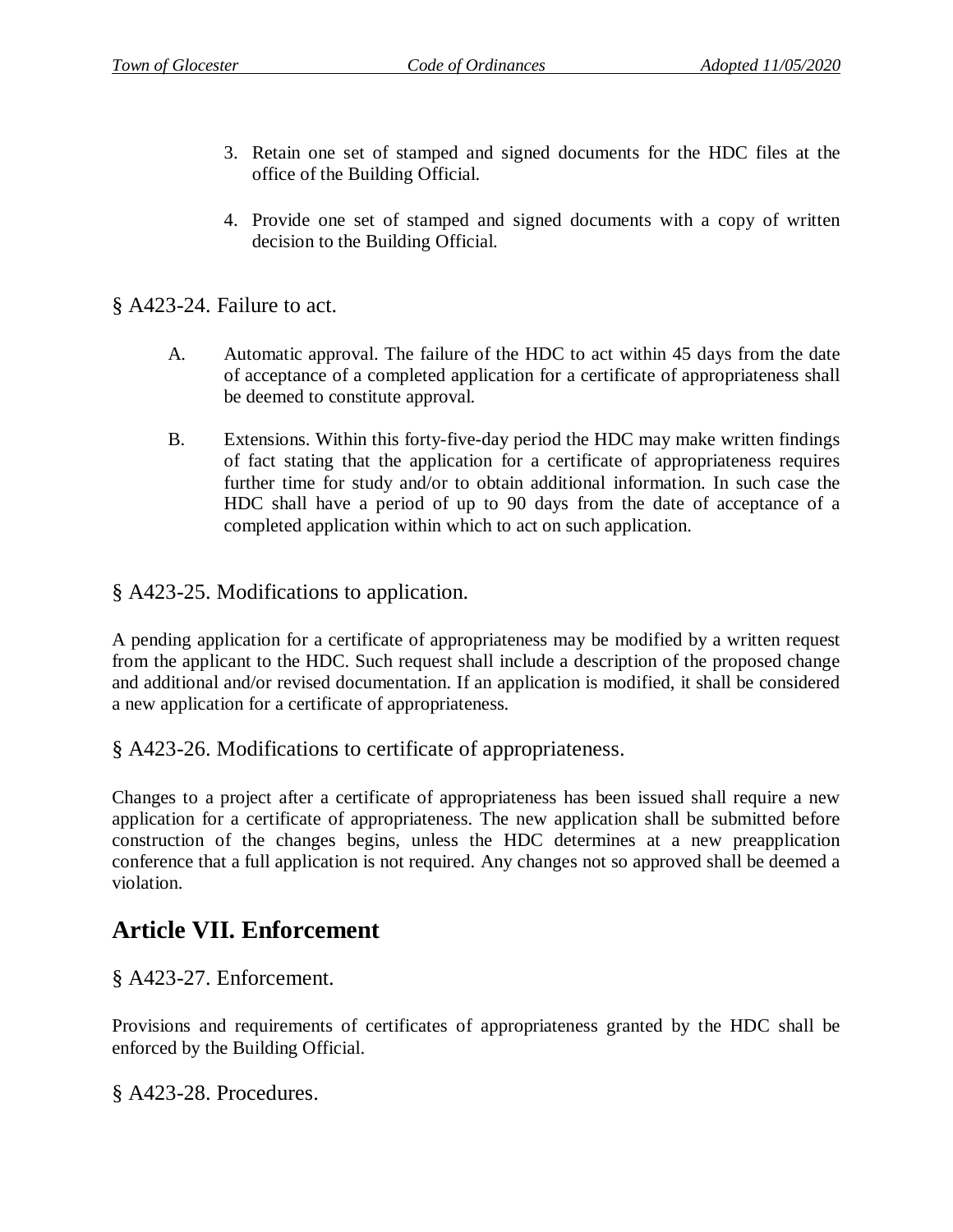3. Retain one set of stamped and signed documents for the HDC files at the office of the Building Official.

4. Provide one set of stamped and signed documents with a copy of written decision to the Building Official.

### § A423-24. Failure to act.

A. Automatic approval. The failure of the HDC to act within 45 days from the date of acceptance of a completed application for a certificate of appropriateness shall be deemed to constitute approval.

B. Extensions. Within this forty-five-day period the HDC may make written findings of fact stating that the application for a certificate of appropriateness requires further time for study and/or to obtain additional information. In such case the HDC shall have a period of up to 90 days from the date of acceptance of a completed application within which to act on such application.

### § A423-25. Modifications to application.

A pending application for a certificate of appropriateness may be modified by a written request from the applicant to the HDC. Such request shall include a description of the proposed change and additional and/or revised documentation. If an application is modified, it shall be considered a new application for a certificate of appropriateness.

### § A423-26. Modifications to certificate of appropriateness.

Changes to a project after a certificate of appropriateness has been issued shall require a new application for a certificate of appropriateness. The new application shall be submitted before construction of the changes begins, unless the HDC determines at a new preapplication conference that a full application is not required. Any changes not so approved shall be deemed a violation.

## Article VII. Enforcement

### § A423-27. Enforcement.

Provisions and requirements of certificates of appropriateness granted by the HDC shall be enforced by the Building Official.

### § A423-28. Procedures.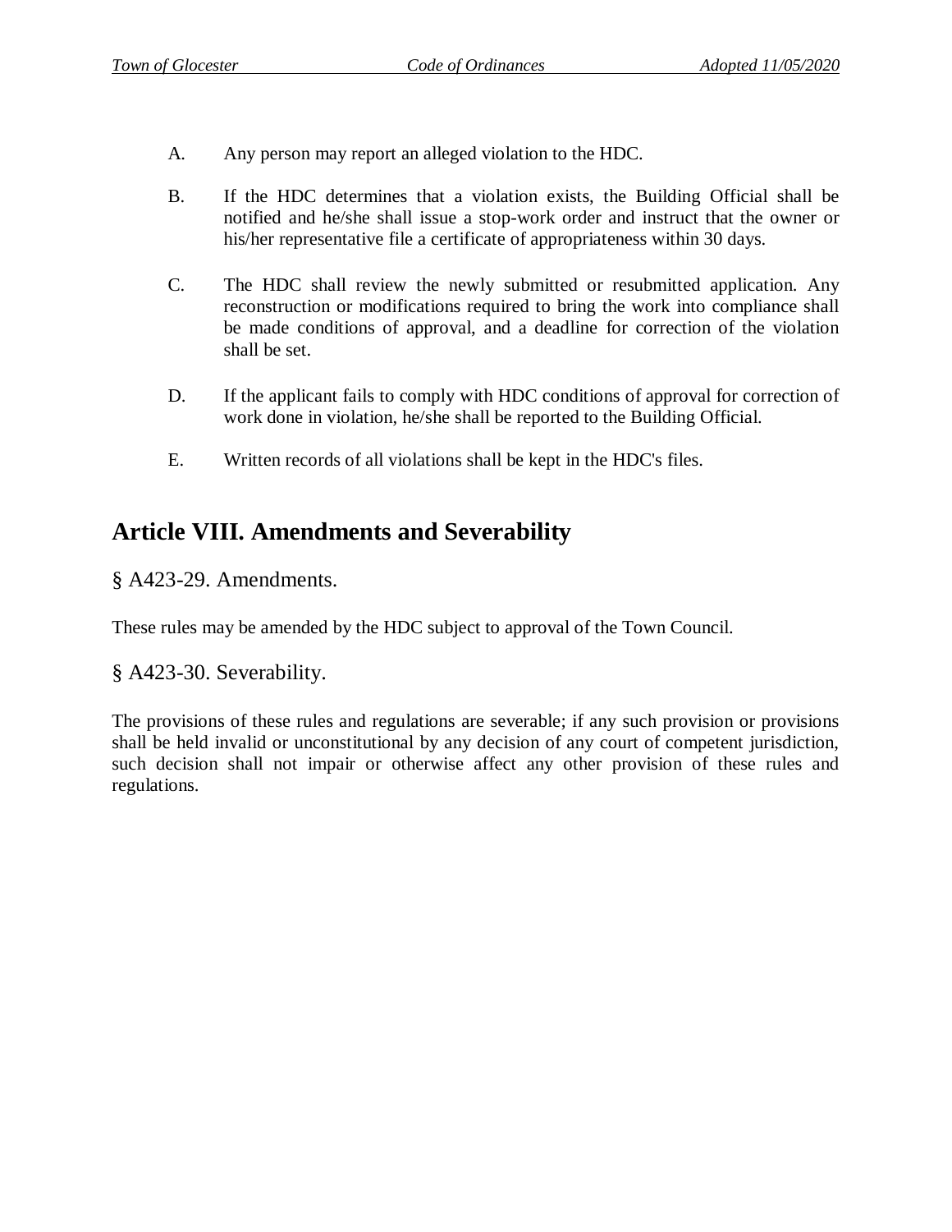A. Any person may report an alleged violation to the HDC.

B. If the HDC determines that a violation exists, the Building Official shall be notified and he/she shall issue a stop-work order and instruct that the owner or his/her representative file a certificate of appropriateness within 30 days.

C. The HDC shall review the newly submitted or resubmitted application. Any reconstruction or modifications required to bring the work into compliance shall be made conditions of approval, and a deadline for correction of the violation shall be set.

D. If the applicant fails to comply with HDC conditions of approval for correction of work done in violation, he/she shall be reported to the Building Official.

E. Written records of all violations shall be kept in the HDC's files.

## Article VIII. Amendments and Severability

### § A423-29. Amendments.

These rules may be amended by the HDC subject to approval of the Town Council.

### § A423-30. Severability.

The provisions of these rules and regulations are severable; if any such provision or provisions shall be held invalid or unconstitutional by any decision of any court of competent jurisdiction, such decision shall not impair or otherwise affect any other provision of these rules and regulations.